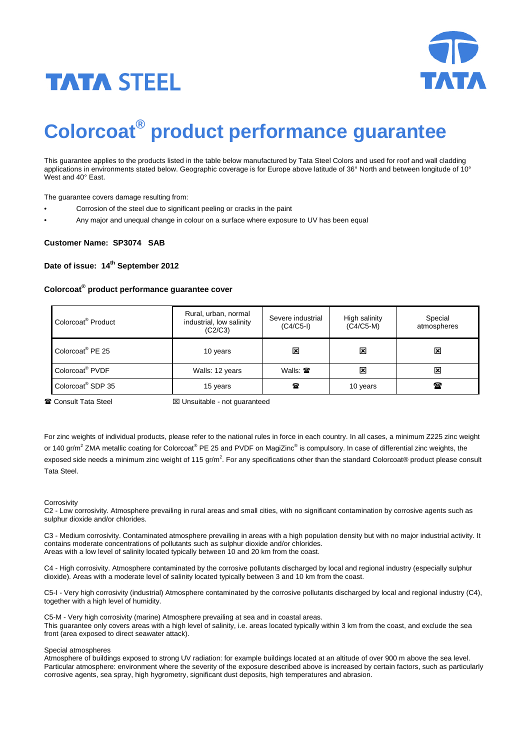TATA STEEL

# Colorcoat® product performance guarantee

This guarantee applies to the products listed in the table below manufactured by Tata Steel Colors and used for roof and wall cladding applications in environments stated below. Geographic coverage is for Europe above latitude of 36° North and between longitude of 10° West and 40° East.

The guarantee covers damage resulting from:

- Corrosion of the steel due to significant peeling or cracks in the paint
- Any major and unequal change in colour on a surface where exposure to UV has been equal

**Customer Name: SP3074 SAB**

**Date of issue: 14th September 2012**

**Colorcoat® product performance guarantee cover**

| Colorcoat® Product | Rural, urban, normal industrial, low salinity (C2/C3) | Severe industrial (C4/C5-I) | High salinity (C4/C5-M) | Special atmospheres |
|---|---|---|---|---|
| Colorcoat® PE 25 | 10 years | ☒ | ☒ | ☒ |
| Colorcoat® PVDF | Walls: 12 years | Walls: ☎ | ☒ | ☒ |
| Colorcoat® SDP 35 | 15 years | ☎ | 10 years | ☎ |

☎ Consult Tata Steel ☒ Unsuitable - not guaranteed

For zinc weights of individual products, please refer to the national rules in force in each country. In all cases, a minimum Z225 zinc weight or 140 gr/m$^2$ ZMA metallic coating for Colorcoat® PE 25 and PVDF on MagiZinc® is compulsory. In case of differential zinc weights, the exposed side needs a minimum zinc weight of 115 gr/m$^2$. For any specifications other than the standard Colorcoat® product please consult Tata Steel.

Corrosivity

C2 - Low corrosivity. Atmosphere prevailing in rural areas and small cities, with no significant contamination by corrosive agents such as sulphur dioxide and/or chlorides.

C3 - Medium corrosivity. Contaminated atmosphere prevailing in areas with a high population density but with no major industrial activity. It contains moderate concentrations of pollutants such as sulphur dioxide and/or chlorides.
Areas with a low level of salinity located typically between 10 and 20 km from the coast.

C4 - High corrosivity. Atmosphere contaminated by the corrosive pollutants discharged by local and regional industry (especially sulphur dioxide). Areas with a moderate level of salinity located typically between 3 and 10 km from the coast.

C5-I - Very high corrosivity (industrial) Atmosphere contaminated by the corrosive pollutants discharged by local and regional industry (C4), together with a high level of humidity.

C5-M - Very high corrosivity (marine) Atmosphere prevailing at sea and in coastal areas.
This guarantee only covers areas with a high level of salinity, i.e. areas located typically within 3 km from the coast, and exclude the sea front (area exposed to direct seawater attack).

Special atmospheres

Atmosphere of buildings exposed to strong UV radiation: for example buildings located at an altitude of over 900 m above the sea level.
Particular atmosphere: environment where the severity of the exposure described above is increased by certain factors, such as particularly corrosive agents, sea spray, high hygrometry, significant dust deposits, high temperatures and abrasion.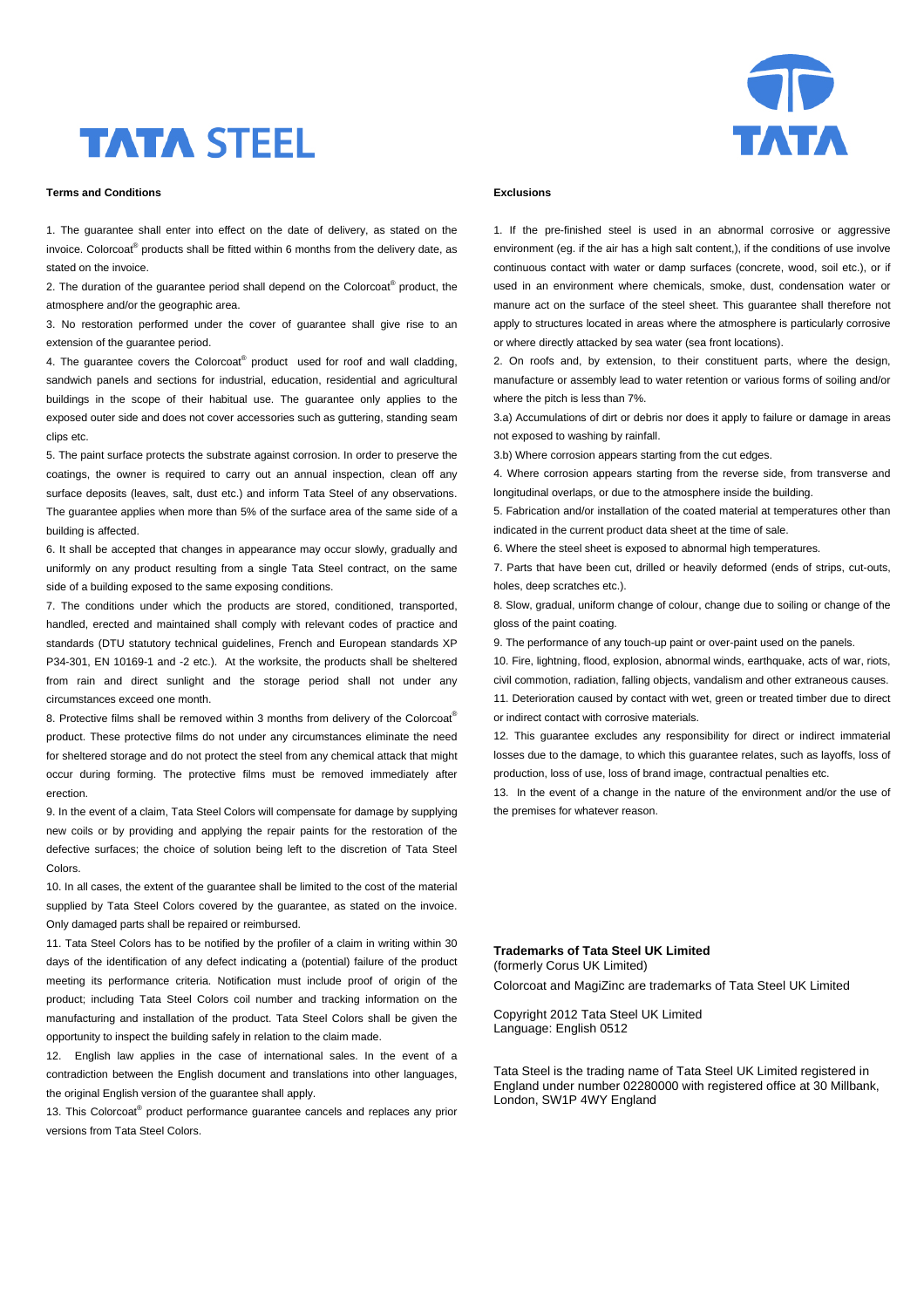# TATA STEEL

### Terms and Conditions

1. The guarantee shall enter into effect on the date of delivery, as stated on the invoice. Colorcoat® products shall be fitted within 6 months from the delivery date, as stated on the invoice.

2. The duration of the guarantee period shall depend on the Colorcoat® product, the atmosphere and/or the geographic area.

3. No restoration performed under the cover of guarantee shall give rise to an extension of the guarantee period.

4. The guarantee covers the Colorcoat® product used for roof and wall cladding, sandwich panels and sections for industrial, education, residential and agricultural buildings in the scope of their habitual use. The guarantee only applies to the exposed outer side and does not cover accessories such as guttering, standing seam clips etc.

5. The paint surface protects the substrate against corrosion. In order to preserve the coatings, the owner is required to carry out an annual inspection, clean off any surface deposits (leaves, salt, dust etc.) and inform Tata Steel of any observations. The guarantee applies when more than 5% of the surface area of the same side of a building is affected.

6. It shall be accepted that changes in appearance may occur slowly, gradually and uniformly on any product resulting from a single Tata Steel contract, on the same side of a building exposed to the same exposing conditions.

7. The conditions under which the products are stored, conditioned, transported, handled, erected and maintained shall comply with relevant codes of practice and standards (DTU statutory technical guidelines, French and European standards XP P34-301, EN 10169-1 and -2 etc.). At the worksite, the products shall be sheltered from rain and direct sunlight and the storage period shall not under any circumstances exceed one month.

8. Protective films shall be removed within 3 months from delivery of the Colorcoat® product. These protective films do not under any circumstances eliminate the need for sheltered storage and do not protect the steel from any chemical attack that might occur during forming. The protective films must be removed immediately after erection.

9. In the event of a claim, Tata Steel Colors will compensate for damage by supplying new coils or by providing and applying the repair paints for the restoration of the defective surfaces; the choice of solution being left to the discretion of Tata Steel Colors.

10. In all cases, the extent of the guarantee shall be limited to the cost of the material supplied by Tata Steel Colors covered by the guarantee, as stated on the invoice. Only damaged parts shall be repaired or reimbursed.

11. Tata Steel Colors has to be notified by the profiler of a claim in writing within 30 days of the identification of any defect indicating a (potential) failure of the product meeting its performance criteria. Notification must include proof of origin of the product; including Tata Steel Colors coil number and tracking information on the manufacturing and installation of the product. Tata Steel Colors shall be given the opportunity to inspect the building safely in relation to the claim made.

12. English law applies in the case of international sales. In the event of a contradiction between the English document and translations into other languages, the original English version of the guarantee shall apply.

13. This Colorcoat® product performance guarantee cancels and replaces any prior versions from Tata Steel Colors.

### Exclusions

1. If the pre-finished steel is used in an abnormal corrosive or aggressive environment (eg. if the air has a high salt content,), if the conditions of use involve continuous contact with water or damp surfaces (concrete, wood, soil etc.), or if used in an environment where chemicals, smoke, dust, condensation water or manure act on the surface of the steel sheet. This guarantee shall therefore not apply to structures located in areas where the atmosphere is particularly corrosive or where directly attacked by sea water (sea front locations).

2. On roofs and, by extension, to their constituent parts, where the design, manufacture or assembly lead to water retention or various forms of soiling and/or where the pitch is less than 7%.

3.a) Accumulations of dirt or debris nor does it apply to failure or damage in areas not exposed to washing by rainfall.

3.b) Where corrosion appears starting from the cut edges.

4. Where corrosion appears starting from the reverse side, from transverse and longitudinal overlaps, or due to the atmosphere inside the building.

5. Fabrication and/or installation of the coated material at temperatures other than indicated in the current product data sheet at the time of sale.

6. Where the steel sheet is exposed to abnormal high temperatures.

7. Parts that have been cut, drilled or heavily deformed (ends of strips, cut-outs, holes, deep scratches etc.).

8. Slow, gradual, uniform change of colour, change due to soiling or change of the gloss of the paint coating.

9. The performance of any touch-up paint or over-paint used on the panels.

10. Fire, lightning, flood, explosion, abnormal winds, earthquake, acts of war, riots, civil commotion, radiation, falling objects, vandalism and other extraneous causes.

11. Deterioration caused by contact with wet, green or treated timber due to direct or indirect contact with corrosive materials.

12. This guarantee excludes any responsibility for direct or indirect immaterial losses due to the damage, to which this guarantee relates, such as layoffs, loss of production, loss of use, loss of brand image, contractual penalties etc.

13. In the event of a change in the nature of the environment and/or the use of the premises for whatever reason.

**Trademarks of Tata Steel UK Limited**
(formerly Corus UK Limited)

Colorcoat and MagiZinc are trademarks of Tata Steel UK Limited

Copyright 2012 Tata Steel UK Limited
Language: English 0512

Tata Steel is the trading name of Tata Steel UK Limited registered in England under number 02280000 with registered office at 30 Millbank, London, SW1P 4WY England